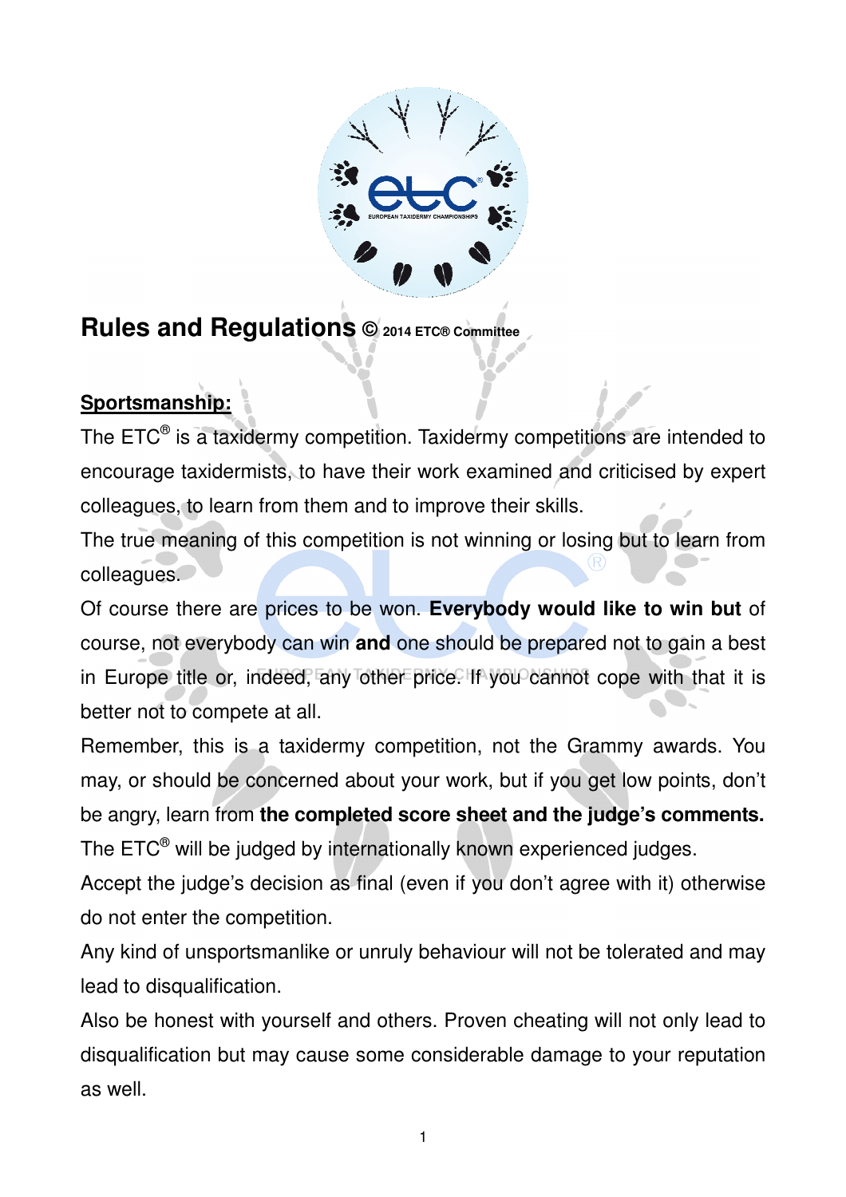# Rules and Regulations © 2014 ETC® Committee

**Sportsmanship:**

The ETC® is a taxidermy competition. Taxidermy competitions are intended to encourage taxidermists, to have their work examined and criticised by expert colleagues, to learn from them and to improve their skills.

The true meaning of this competition is not winning or losing but to learn from colleagues.

Of course there are prices to be won. **Everybody would like to win but** of course, not everybody can win **and** one should be prepared not to gain a best in Europe title or, indeed, any other price. If you cannot cope with that it is better not to compete at all.

Remember, this is a taxidermy competition, not the Grammy awards. You may, or should be concerned about your work, but if you get low points, don't be angry, learn from **the completed score sheet and the judge's comments.**

The ETC® will be judged by internationally known experienced judges.

Accept the judge's decision as final (even if you don't agree with it) otherwise do not enter the competition.

Any kind of unsportsmanlike or unruly behaviour will not be tolerated and may lead to disqualification.

Also be honest with yourself and others. Proven cheating will not only lead to disqualification but may cause some considerable damage to your reputation as well.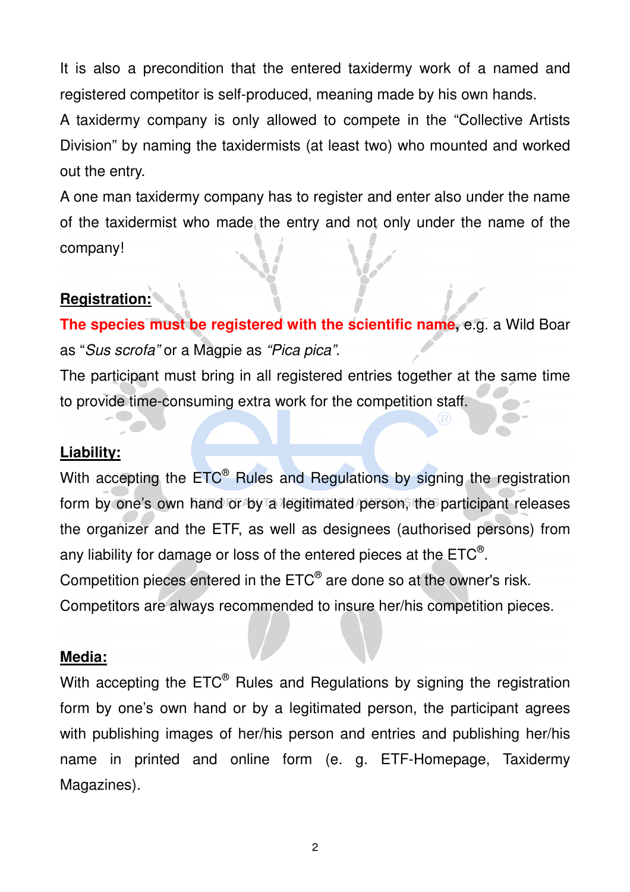It is also a precondition that the entered taxidermy work of a named and registered competitor is self-produced, meaning made by his own hands.

A taxidermy company is only allowed to compete in the “Collective Artists Division” by naming the taxidermists (at least two) who mounted and worked out the entry.

A one man taxidermy company has to register and enter also under the name of the taxidermist who made the entry and not only under the name of the company!

**Registration:**

**The species must be registered with the scientific name**, e.g. a Wild Boar as “*Sus scrofa*” or a Magpie as *“Pica pica”*.

The participant must bring in all registered entries together at the same time to provide time-consuming extra work for the competition staff.

**Liability:**

With accepting the ETC® Rules and Regulations by signing the registration form by one’s own hand or by a legitimated person, the participant releases the organizer and the ETF, as well as designees (authorised persons) from any liability for damage or loss of the entered pieces at the ETC®.

Competition pieces entered in the ETC® are done so at the owner's risk.

Competitors are always recommended to insure her/his competition pieces.

**Media:**

With accepting the ETC® Rules and Regulations by signing the registration form by one’s own hand or by a legitimated person, the participant agrees with publishing images of her/his person and entries and publishing her/his name in printed and online form (e. g. ETF-Homepage, Taxidermy Magazines).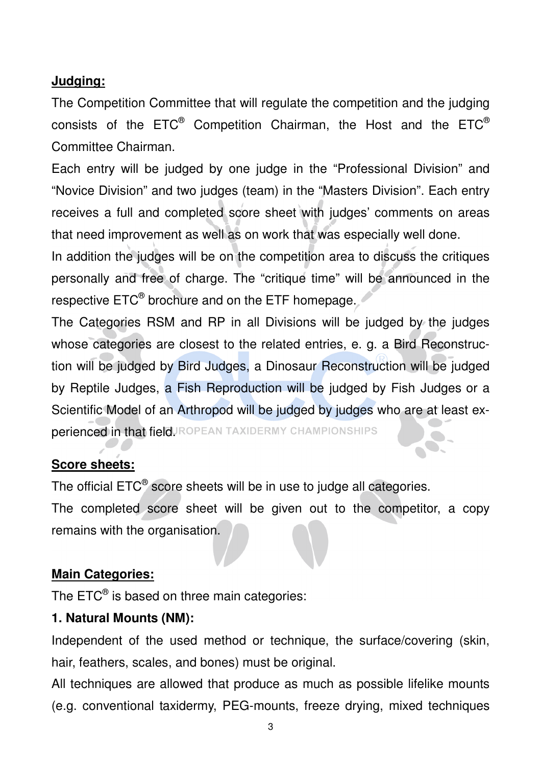**Judging:**

The Competition Committee that will regulate the competition and the judging consists of the ETC® Competition Chairman, the Host and the ETC® Committee Chairman.

Each entry will be judged by one judge in the "Professional Division" and "Novice Division" and two judges (team) in the "Masters Division". Each entry receives a full and completed score sheet with judges' comments on areas that need improvement as well as on work that was especially well done.

In addition the judges will be on the competition area to discuss the critiques personally and free of charge. The "critique time" will be announced in the respective ETC® brochure and on the ETF homepage.

The Categories RSM and RP in all Divisions will be judged by the judges whose categories are closest to the related entries, e. g. a Bird Reconstruction will be judged by Bird Judges, a Dinosaur Reconstruction will be judged by Reptile Judges, a Fish Reproduction will be judged by Fish Judges or a Scientific Model of an Arthropod will be judged by judges who are at least experienced in that field.

**Score sheets:**

The official ETC® score sheets will be in use to judge all categories.

The completed score sheet will be given out to the competitor, a copy remains with the organisation.

**Main Categories:**

The ETC® is based on three main categories:

**1. Natural Mounts (NM):**

Independent of the used method or technique, the surface/covering (skin, hair, feathers, scales, and bones) must be original.

All techniques are allowed that produce as much as possible lifelike mounts (e.g. conventional taxidermy, PEG-mounts, freeze drying, mixed techniques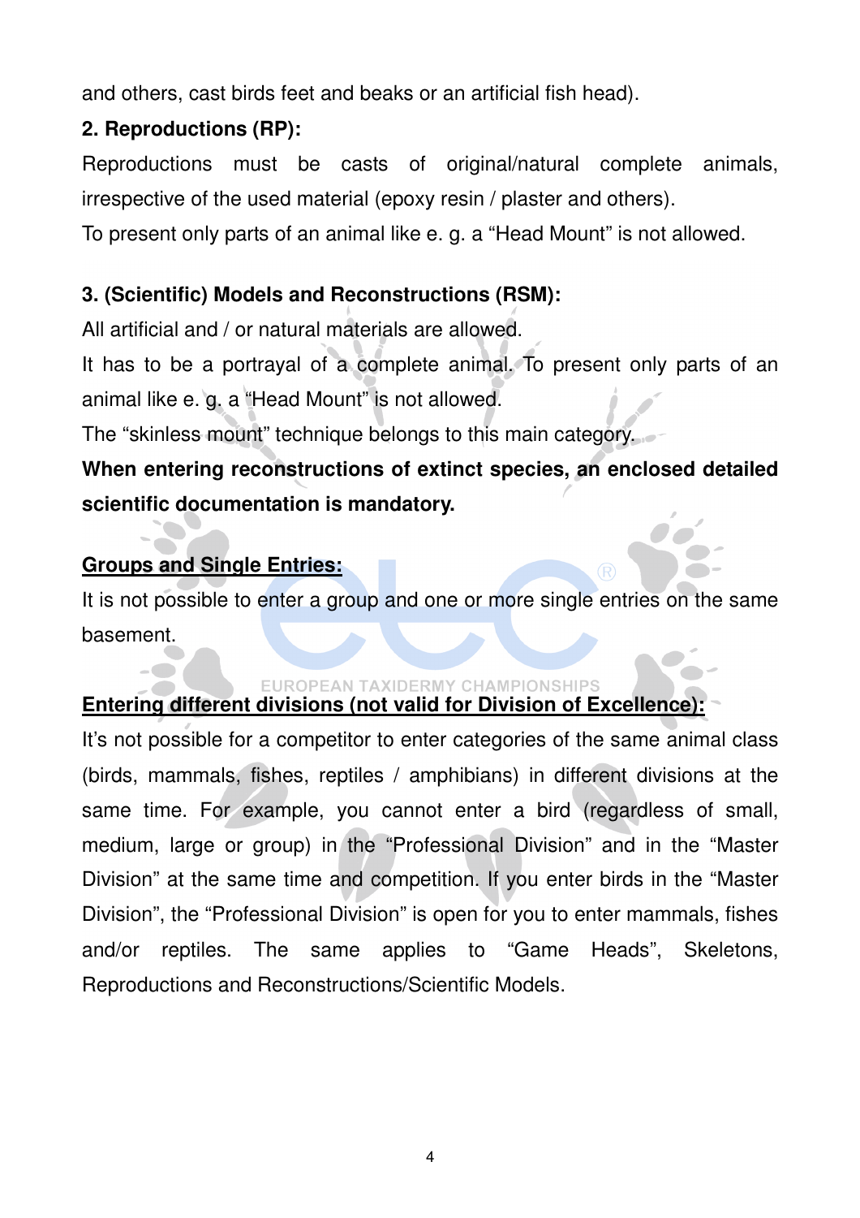and others, cast birds feet and beaks or an artificial fish head).

**2. Reproductions (RP):**

Reproductions must be casts of original/natural complete animals, irrespective of the used material (epoxy resin / plaster and others).

To present only parts of an animal like e. g. a "Head Mount" is not allowed.

**3. (Scientific) Models and Reconstructions (RSM):**

All artificial and / or natural materials are allowed.

It has to be a portrayal of a complete animal. To present only parts of an animal like e. g. a "Head Mount" is not allowed.

The "skinless mount" technique belongs to this main category.

**When entering reconstructions of extinct species, an enclosed detailed scientific documentation is mandatory.**

**Groups and Single Entries:**

It is not possible to enter a group and one or more single entries on the same basement.

**Entering different divisions (not valid for Division of Excellence):**

It's not possible for a competitor to enter categories of the same animal class (birds, mammals, fishes, reptiles / amphibians) in different divisions at the same time. For example, you cannot enter a bird (regardless of small, medium, large or group) in the "Professional Division" and in the "Master Division" at the same time and competition. If you enter birds in the "Master Division", the "Professional Division" is open for you to enter mammals, fishes and/or reptiles. The same applies to "Game Heads", Skeletons, Reproductions and Reconstructions/Scientific Models.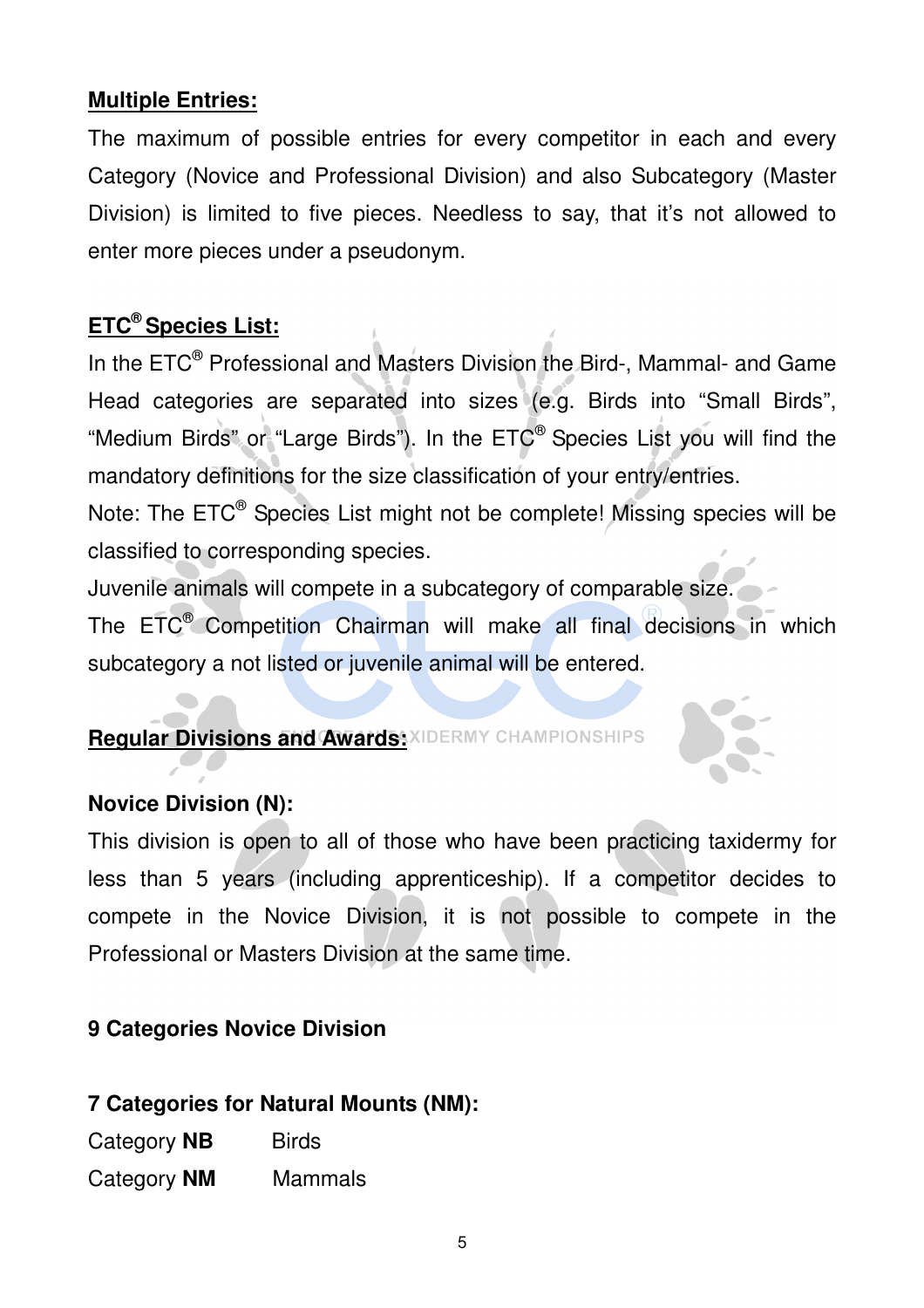**Multiple Entries:**

The maximum of possible entries for every competitor in each and every Category (Novice and Professional Division) and also Subcategory (Master Division) is limited to five pieces. Needless to say, that it's not allowed to enter more pieces under a pseudonym.

**ETC® Species List:**

In the ETC® Professional and Masters Division the Bird-, Mammal- and Game Head categories are separated into sizes (e.g. Birds into "Small Birds", "Medium Birds" or "Large Birds"). In the ETC® Species List you will find the mandatory definitions for the size classification of your entry/entries.

Note: The ETC® Species List might not be complete! Missing species will be classified to corresponding species.

Juvenile animals will compete in a subcategory of comparable size.

The ETC® Competition Chairman will make all final decisions in which subcategory a not listed or juvenile animal will be entered.

**Regular Divisions and Awards:**

**Novice Division (N):**

This division is open to all of those who have been practicing taxidermy for less than 5 years (including apprenticeship). If a competitor decides to compete in the Novice Division, it is not possible to compete in the Professional or Masters Division at the same time.

**9 Categories Novice Division**

**7 Categories for Natural Mounts (NM):**

Category **NB** Birds

Category **NM** Mammals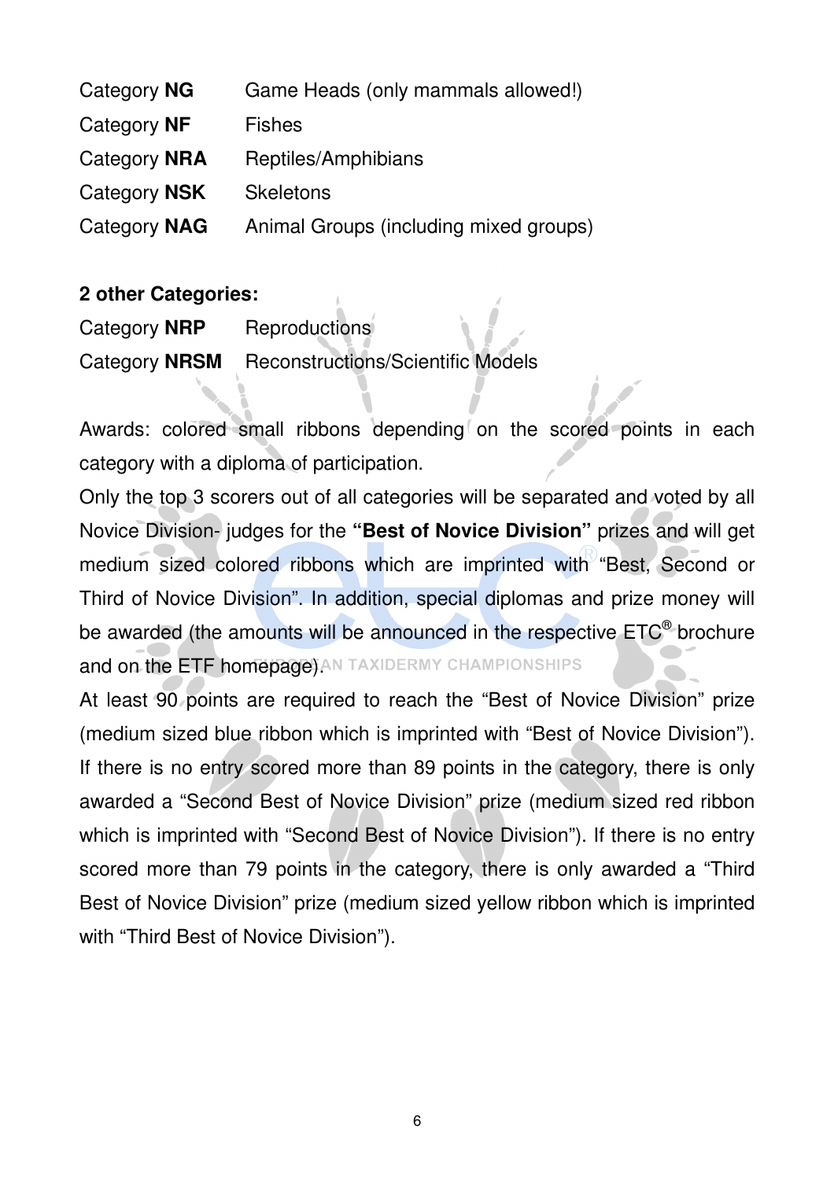Category **NG** Game Heads (only mammals allowed!)

Category **NF** Fishes

Category **NRA** Reptiles/Amphibians

Category **NSK** Skeletons

Category **NAG** Animal Groups (including mixed groups)

**2 other Categories:**

Category **NRP** Reproductions

Category **NRSM** Reconstructions/Scientific Models

Awards: colored small ribbons depending on the scored points in each category with a diploma of participation.

Only the top 3 scorers out of all categories will be separated and voted by all Novice Division- judges for the **"Best of Novice Division"** prizes and will get medium sized colored ribbons which are imprinted with "Best, Second or Third of Novice Division". In addition, special diplomas and prize money will be awarded (the amounts will be announced in the respective ETC® brochure and on the ETF homepage).

At least 90 points are required to reach the "Best of Novice Division" prize (medium sized blue ribbon which is imprinted with "Best of Novice Division"). If there is no entry scored more than 89 points in the category, there is only awarded a "Second Best of Novice Division" prize (medium sized red ribbon which is imprinted with "Second Best of Novice Division"). If there is no entry scored more than 79 points in the category, there is only awarded a "Third Best of Novice Division" prize (medium sized yellow ribbon which is imprinted with "Third Best of Novice Division").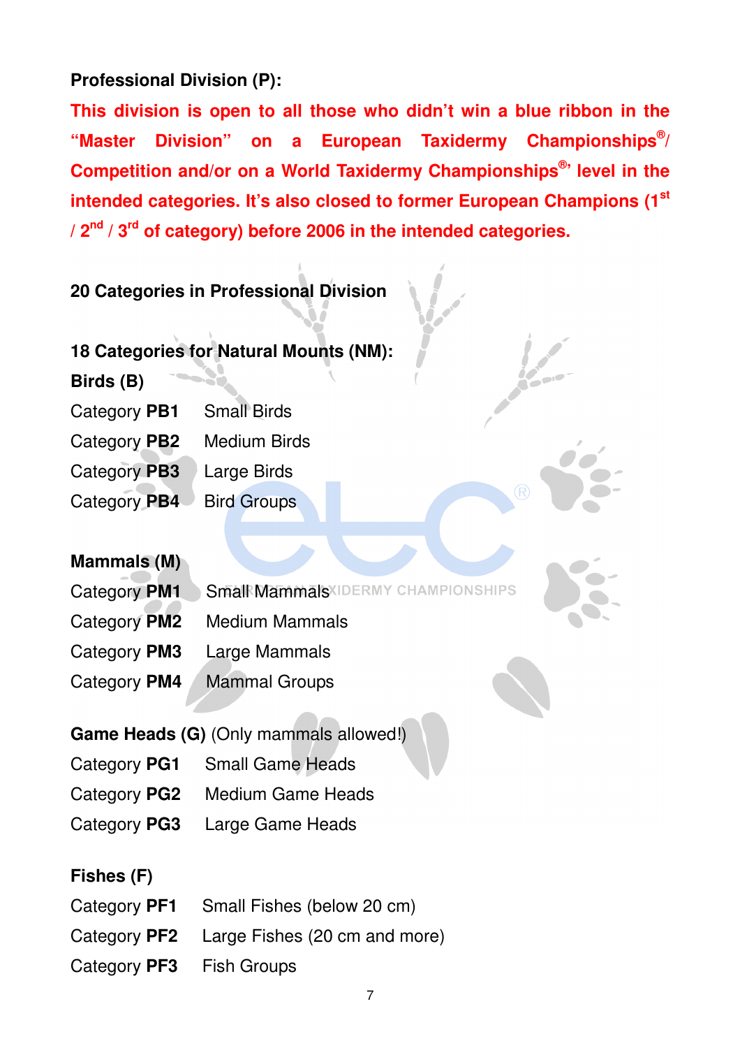**Professional Division (P):**

**This division is open to all those who didn't win a blue ribbon in the "Master Division" on a European Taxidermy Championships®/ Competition and/or on a World Taxidermy Championships®' level in the intended categories. It's also closed to former European Champions (1st / 2nd / 3rd of category) before 2006 in the intended categories.**

**20 Categories in Professional Division**

**18 Categories for Natural Mounts (NM):**

**Birds (B)**

| | |
|---|---|
| Category **PB1** | Small Birds |
| Category **PB2** | Medium Birds |
| Category **PB3** | Large Birds |
| Category **PB4** | Bird Groups |

**Mammals (M)**

| | |
|---|---|
| Category **PM1** | Small Mammals |
| Category **PM2** | Medium Mammals |
| Category **PM3** | Large Mammals |
| Category **PM4** | Mammal Groups |

**Game Heads (G)** (Only mammals allowed!)

| | |
|---|---|
| Category **PG1** | Small Game Heads |
| Category **PG2** | Medium Game Heads |
| Category **PG3** | Large Game Heads |

**Fishes (F)**

| | |
|---|---|
| Category **PF1** | Small Fishes (below 20 cm) |
| Category **PF2** | Large Fishes (20 cm and more) |
| Category **PF3** | Fish Groups |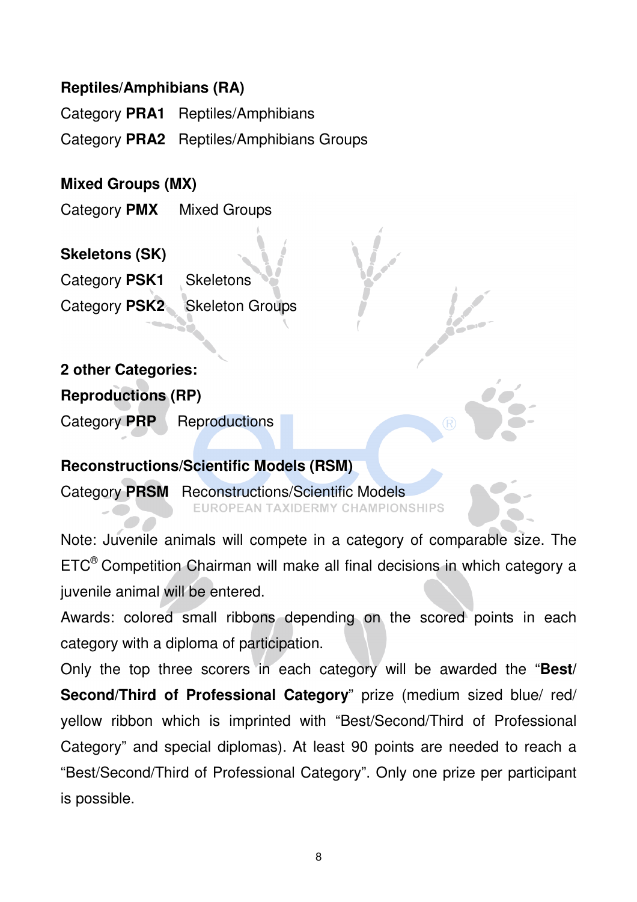**Reptiles/Amphibians (RA)**

Category **PRA1** Reptiles/Amphibians

Category **PRA2** Reptiles/Amphibians Groups

**Mixed Groups (MX)**

Category **PMX** Mixed Groups

**Skeletons (SK)**

Category **PSK1** Skeletons

Category **PSK2** Skeleton Groups

**2 other Categories:**

**Reproductions (RP)**

Category **PRP** Reproductions

**Reconstructions/Scientific Models (RSM)**

Category **PRSM** Reconstructions/Scientific Models

Note: Juvenile animals will compete in a category of comparable size. The ETC® Competition Chairman will make all final decisions in which category a juvenile animal will be entered.

Awards: colored small ribbons depending on the scored points in each category with a diploma of participation.

Only the top three scorers in each category will be awarded the "**Best/ Second/Third of Professional Category**" prize (medium sized blue/ red/ yellow ribbon which is imprinted with "Best/Second/Third of Professional Category" and special diplomas). At least 90 points are needed to reach a "Best/Second/Third of Professional Category". Only one prize per participant is possible.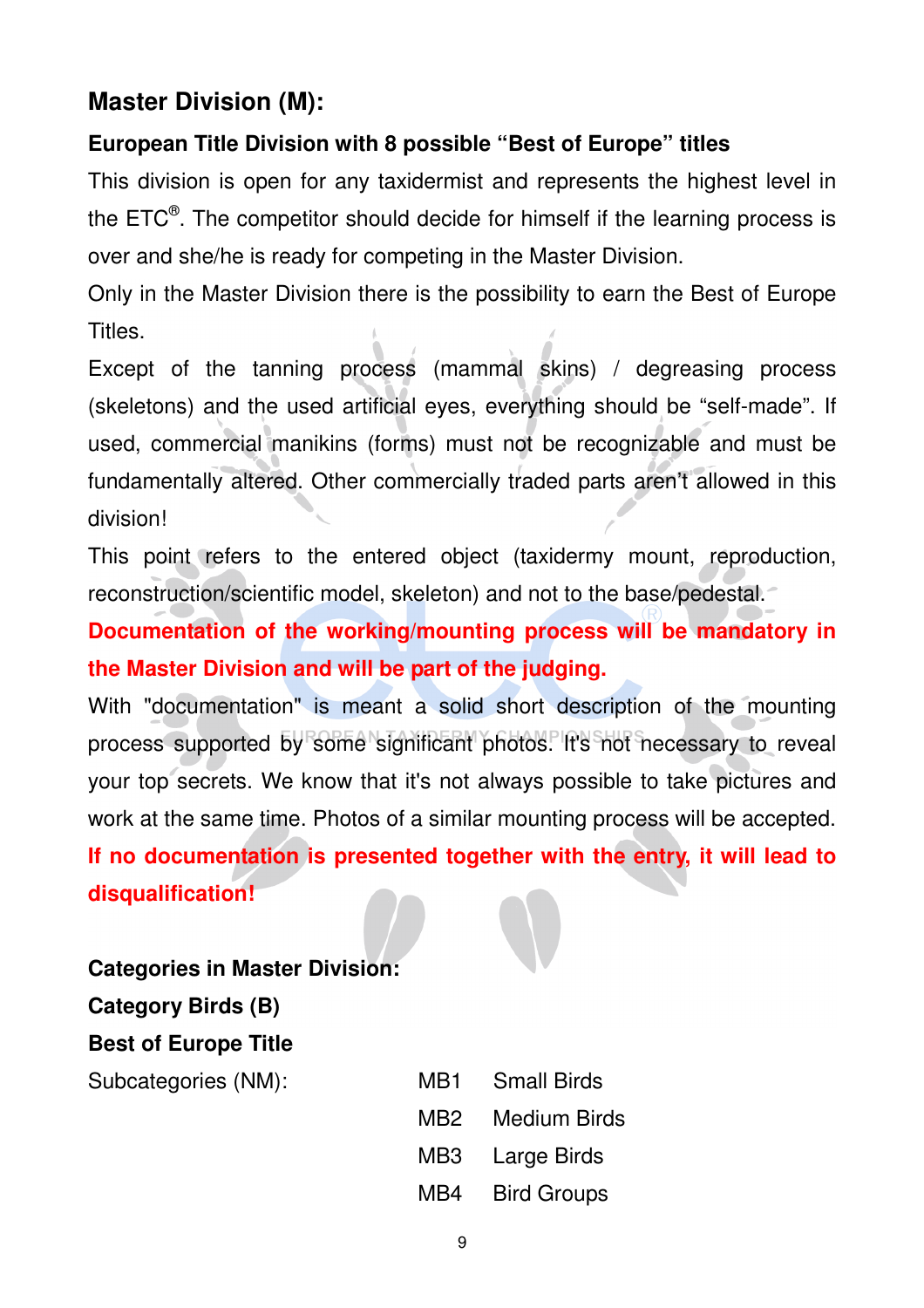## Master Division (M):

**European Title Division with 8 possible “Best of Europe” titles**

This division is open for any taxidermist and represents the highest level in the ETC®. The competitor should decide for himself if the learning process is over and she/he is ready for competing in the Master Division.

Only in the Master Division there is the possibility to earn the Best of Europe Titles.

Except of the tanning process (mammal skins) / degreasing process (skeletons) and the used artificial eyes, everything should be “self-made”. If used, commercial manikins (forms) must not be recognizable and must be fundamentally altered. Other commercially traded parts aren’t allowed in this division!

This point refers to the entered object (taxidermy mount, reproduction, reconstruction/scientific model, skeleton) and not to the base/pedestal.

**Documentation of the working/mounting process will be mandatory in the Master Division and will be part of the judging.**

With "documentation" is meant a solid short description of the mounting process supported by some significant photos. It's not necessary to reveal your top secrets. We know that it's not always possible to take pictures and work at the same time. Photos of a similar mounting process will be accepted.

**If no documentation is presented together with the entry, it will lead to disqualification!**

**Categories in Master Division:**

**Category Birds (B)**

**Best of Europe Title**

| Subcategories (NM): | MB1 | Small Birds |
|---|---|---|
| | MB2 | Medium Birds |
| | MB3 | Large Birds |
| | MB4 | Bird Groups |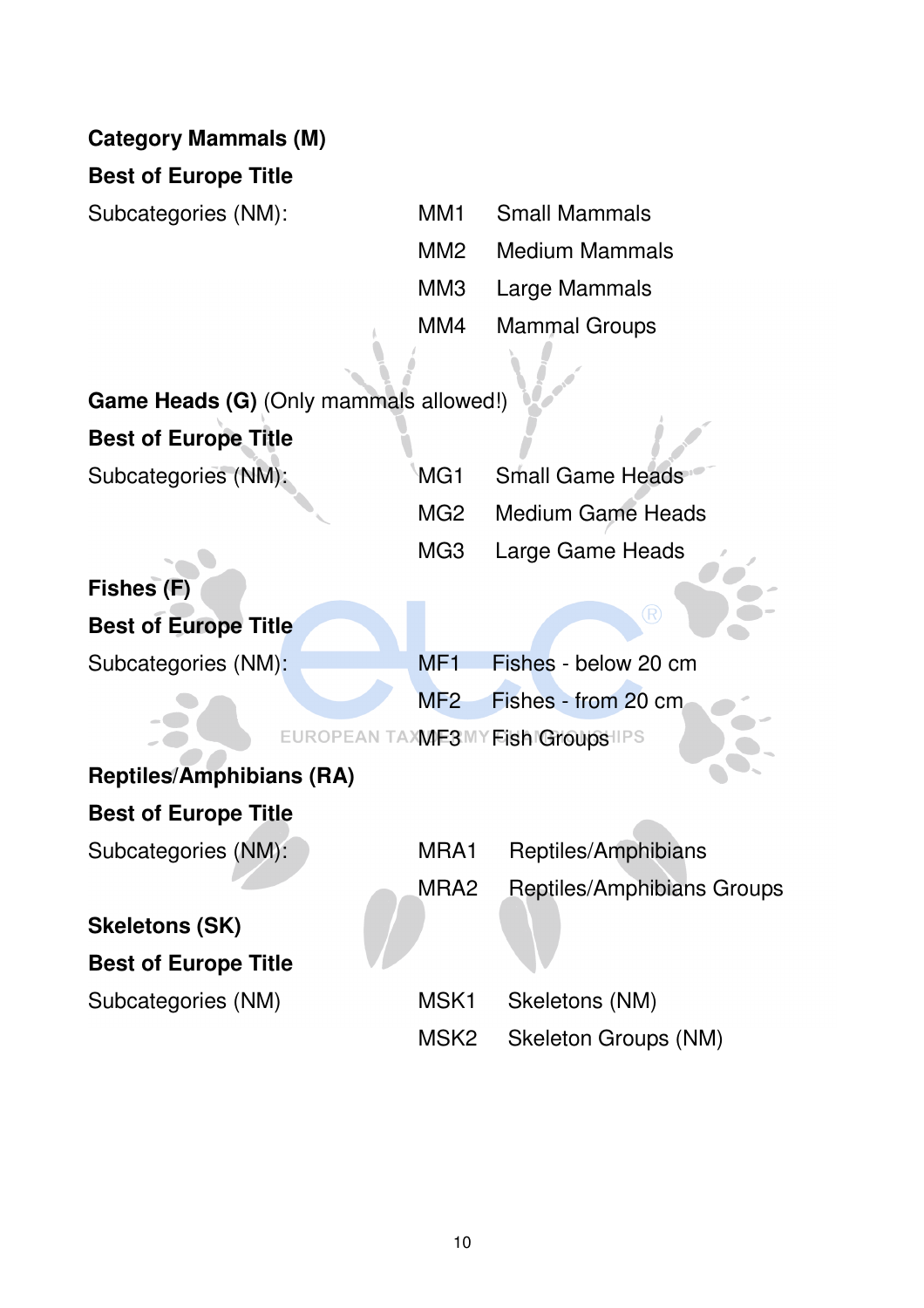**Category Mammals (M)**

**Best of Europe Title**

| Subcategories (NM): | | |
|---|---|---|
| | MM1 | Small Mammals |
| | MM2 | Medium Mammals |
| | MM3 | Large Mammals |
| | MM4 | Mammal Groups |

**Game Heads (G)** (Only mammals allowed!)

**Best of Europe Title**

| Subcategories (NM): | | |
|---|---|---|
| | MG1 | Small Game Heads |
| | MG2 | Medium Game Heads |
| | MG3 | Large Game Heads |

**Fishes (F)**

**Best of Europe Title**

| Subcategories (NM): | | |
|---|---|---|
| | MF1 | Fishes - below 20 cm |
| | MF2 | Fishes - from 20 cm |
| | MF3 | Fish Groups |

**Reptiles/Amphibians (RA)**

**Best of Europe Title**

| Subcategories (NM): | | |
|---|---|---|
| | MRA1 | Reptiles/Amphibians |
| | MRA2 | Reptiles/Amphibians Groups |

**Skeletons (SK)**

**Best of Europe Title**

| Subcategories (NM) | | |
|---|---|---|
| | MSK1 | Skeletons (NM) |
| | MSK2 | Skeleton Groups (NM) |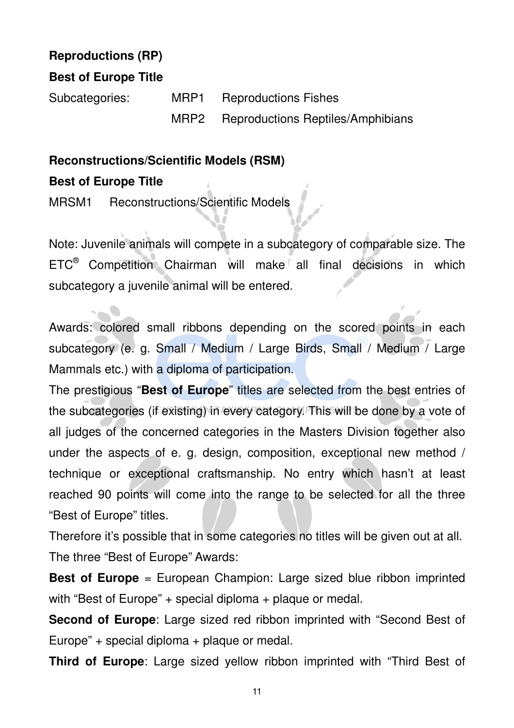**Reproductions (RP)**

**Best of Europe Title**

Subcategories:

MRP1 Reproductions Fishes

MRP2 Reproductions Reptiles/Amphibians

**Reconstructions/Scientific Models (RSM)**

**Best of Europe Title**

MRSM1 Reconstructions/Scientific Models

Note: Juvenile animals will compete in a subcategory of comparable size. The ETC® Competition Chairman will make all final decisions in which subcategory a juvenile animal will be entered.

Awards: colored small ribbons depending on the scored points in each subcategory (e. g. Small / Medium / Large Birds, Small / Medium / Large Mammals etc.) with a diploma of participation.

The prestigious “**Best of Europe**” titles are selected from the best entries of the subcategories (if existing) in every category. This will be done by a vote of all judges of the concerned categories in the Masters Division together also under the aspects of e. g. design, composition, exceptional new method / technique or exceptional craftsmanship. No entry which hasn't at least reached 90 points will come into the range to be selected for all the three “Best of Europe” titles.

Therefore it's possible that in some categories no titles will be given out at all.

The three “Best of Europe” Awards:

**Best of Europe** = European Champion: Large sized blue ribbon imprinted with “Best of Europe” + special diploma + plaque or medal.

**Second of Europe**: Large sized red ribbon imprinted with “Second Best of Europe” + special diploma + plaque or medal.

**Third of Europe**: Large sized yellow ribbon imprinted with “Third Best of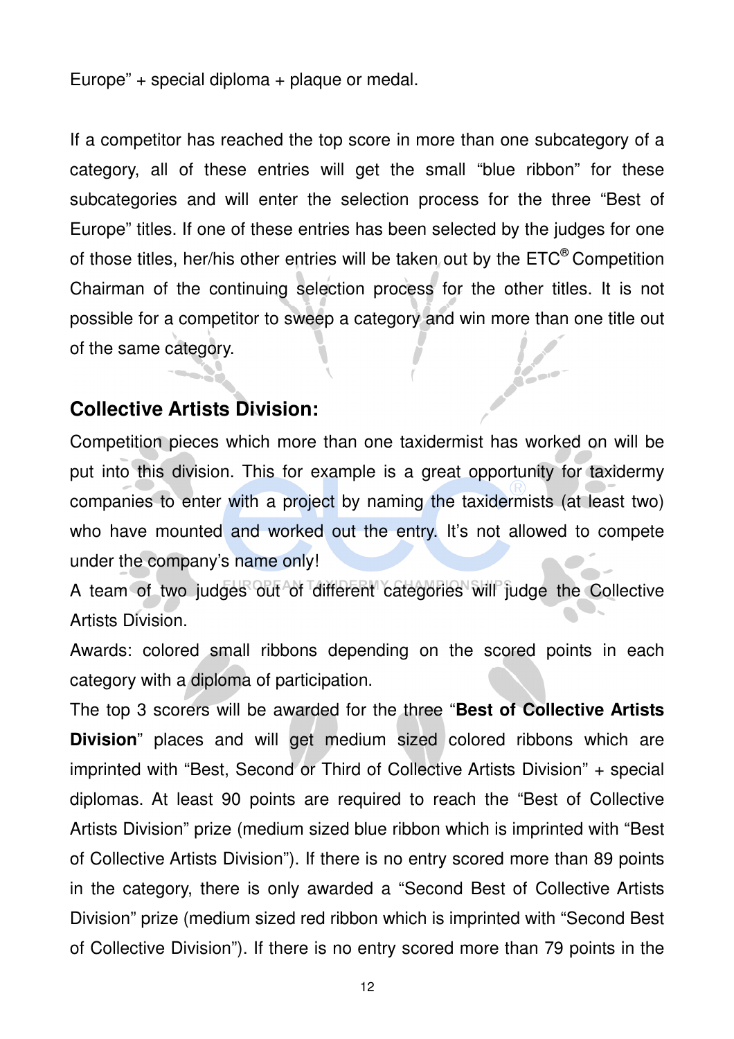Europe" + special diploma + plaque or medal.

If a competitor has reached the top score in more than one subcategory of a category, all of these entries will get the small "blue ribbon" for these subcategories and will enter the selection process for the three "Best of Europe" titles. If one of these entries has been selected by the judges for one of those titles, her/his other entries will be taken out by the ETC® Competition Chairman of the continuing selection process for the other titles. It is not possible for a competitor to sweep a category and win more than one title out of the same category.

## Collective Artists Division:

Competition pieces which more than one taxidermist has worked on will be put into this division. This for example is a great opportunity for taxidermy companies to enter with a project by naming the taxidermists (at least two) who have mounted and worked out the entry. It's not allowed to compete under the company's name only!

A team of two judges out of different categories will judge the Collective Artists Division.

Awards: colored small ribbons depending on the scored points in each category with a diploma of participation.

The top 3 scorers will be awarded for the three "**Best of Collective Artists Division**" places and will get medium sized colored ribbons which are imprinted with "Best, Second or Third of Collective Artists Division" + special diplomas. At least 90 points are required to reach the "Best of Collective Artists Division" prize (medium sized blue ribbon which is imprinted with "Best of Collective Artists Division"). If there is no entry scored more than 89 points in the category, there is only awarded a "Second Best of Collective Artists Division" prize (medium sized red ribbon which is imprinted with "Second Best of Collective Division"). If there is no entry scored more than 79 points in the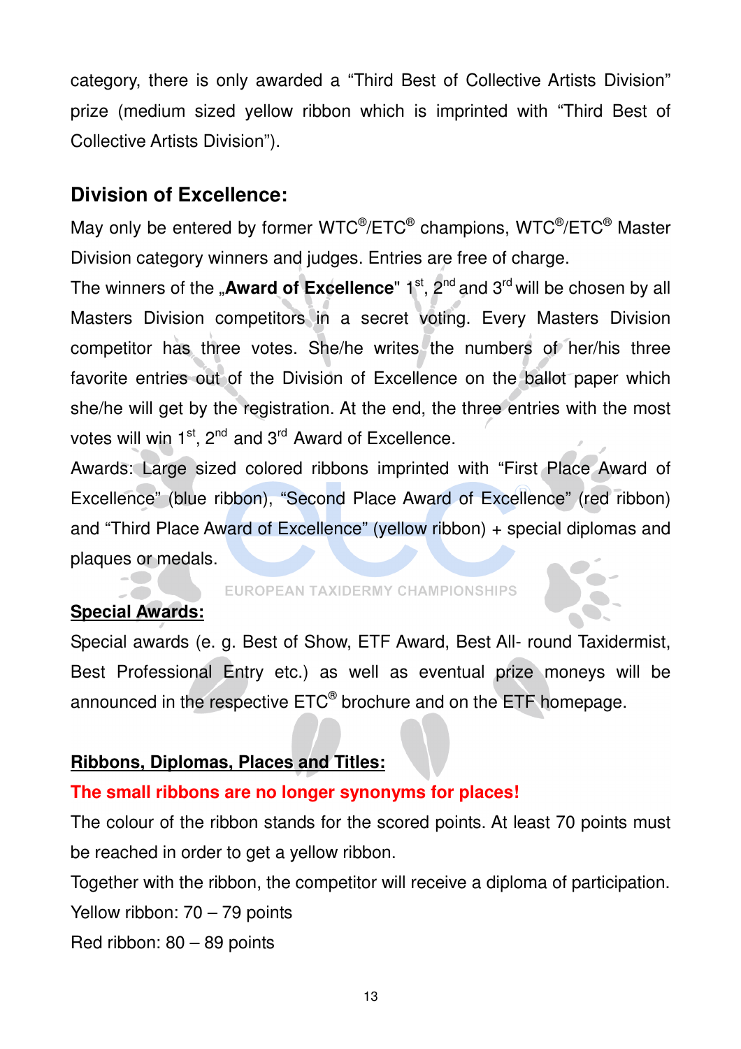category, there is only awarded a "Third Best of Collective Artists Division" prize (medium sized yellow ribbon which is imprinted with "Third Best of Collective Artists Division").

## Division of Excellence:

May only be entered by former WTC®/ETC® champions, WTC®/ETC® Master Division category winners and judges. Entries are free of charge.

The winners of the „**Award of Excellence**" 1st, 2nd and 3rd will be chosen by all Masters Division competitors in a secret voting. Every Masters Division competitor has three votes. She/he writes the numbers of her/his three favorite entries out of the Division of Excellence on the ballot paper which she/he will get by the registration. At the end, the three entries with the most votes will win 1st, 2nd and 3rd Award of Excellence.

Awards: Large sized colored ribbons imprinted with "First Place Award of Excellence" (blue ribbon), "Second Place Award of Excellence" (red ribbon) and "Third Place Award of Excellence" (yellow ribbon) + special diplomas and plaques or medals.

**Special Awards:**

Special awards (e. g. Best of Show, ETF Award, Best All- round Taxidermist, Best Professional Entry etc.) as well as eventual prize moneys will be announced in the respective ETC® brochure and on the ETF homepage.

**Ribbons, Diplomas, Places and Titles:**

**The small ribbons are no longer synonyms for places!**

The colour of the ribbon stands for the scored points. At least 70 points must be reached in order to get a yellow ribbon.

Together with the ribbon, the competitor will receive a diploma of participation.

Yellow ribbon: 70 – 79 points

Red ribbon: 80 – 89 points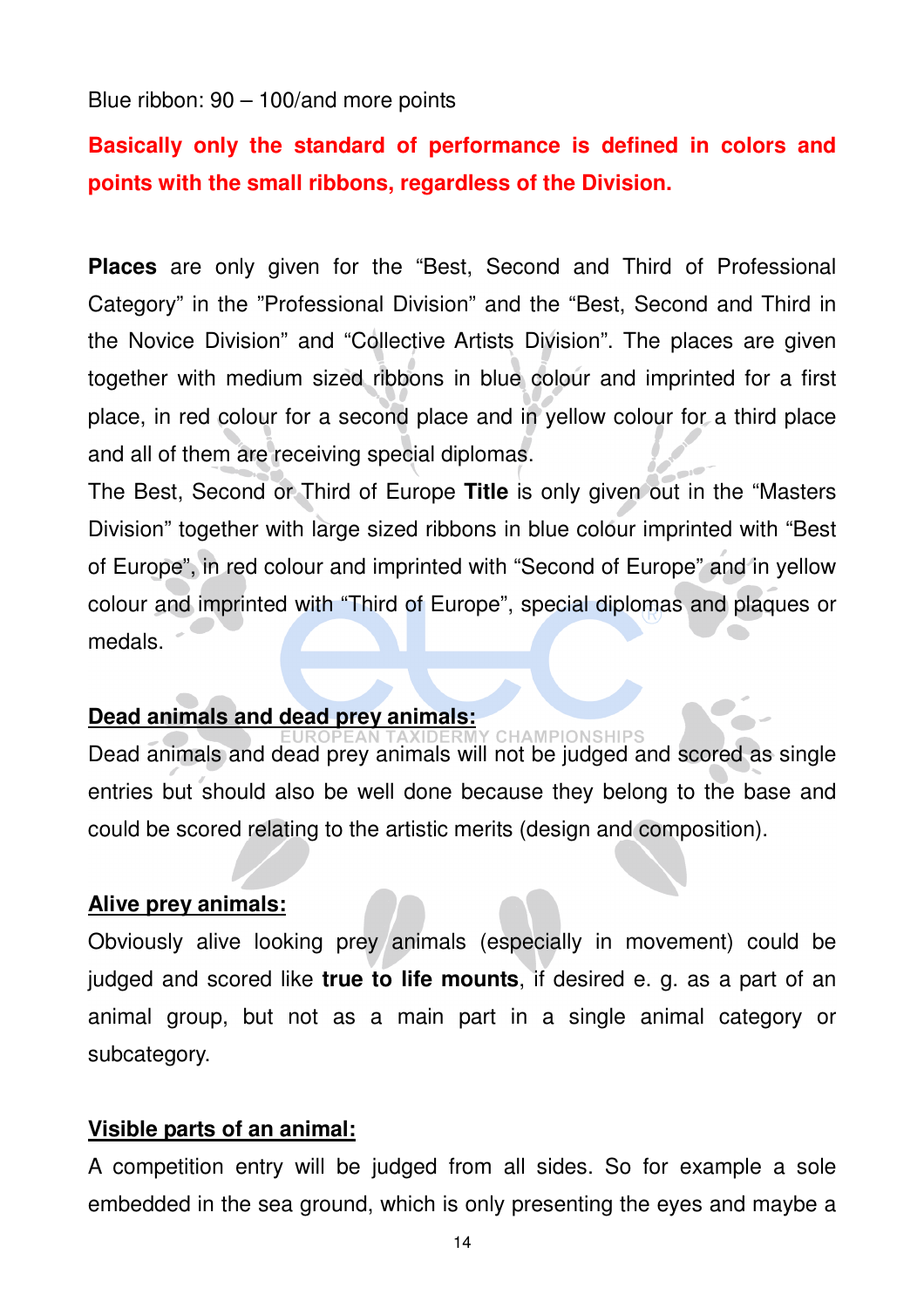Blue ribbon: 90 – 100/and more points

**Basically only the standard of performance is defined in colors and points with the small ribbons, regardless of the Division.**

**Places** are only given for the "Best, Second and Third of Professional Category" in the "Professional Division" and the "Best, Second and Third in the Novice Division" and "Collective Artists Division". The places are given together with medium sized ribbons in blue colour and imprinted for a first place, in red colour for a second place and in yellow colour for a third place and all of them are receiving special diplomas.
The Best, Second or Third of Europe **Title** is only given out in the "Masters Division" together with large sized ribbons in blue colour imprinted with "Best of Europe", in red colour and imprinted with "Second of Europe" and in yellow colour and imprinted with "Third of Europe", special diplomas and plaques or medals.

## Dead animals and dead prey animals:

Dead animals and dead prey animals will not be judged and scored as single entries but should also be well done because they belong to the base and could be scored relating to the artistic merits (design and composition).

## Alive prey animals:

Obviously alive looking prey animals (especially in movement) could be judged and scored like **true to life mounts**, if desired e. g. as a part of an animal group, but not as a main part in a single animal category or subcategory.

## Visible parts of an animal:

A competition entry will be judged from all sides. So for example a sole embedded in the sea ground, which is only presenting the eyes and maybe a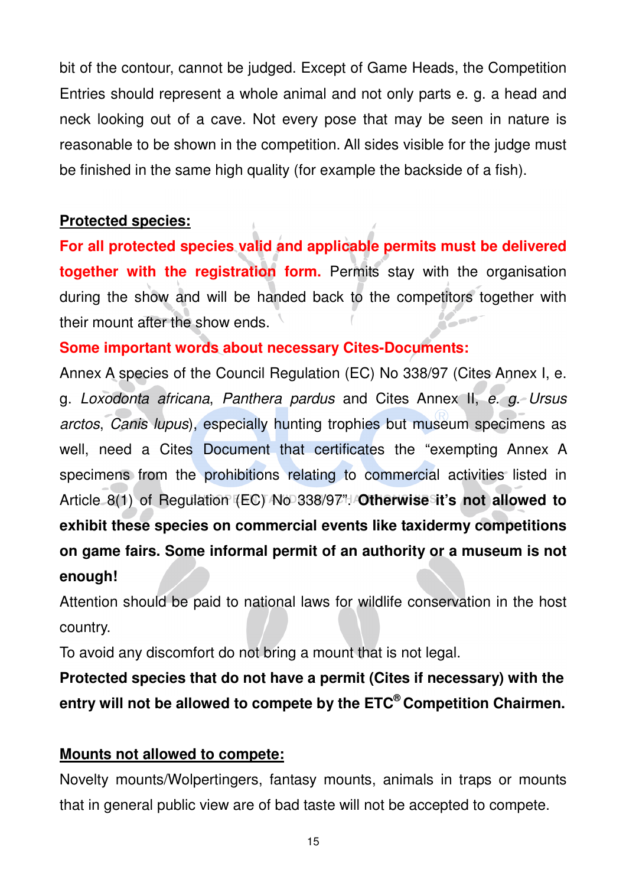bit of the contour, cannot be judged. Except of Game Heads, the Competition Entries should represent a whole animal and not only parts e. g. a head and neck looking out of a cave. Not every pose that may be seen in nature is reasonable to be shown in the competition. All sides visible for the judge must be finished in the same high quality (for example the backside of a fish).

**Protected species:**

**For all protected species valid and applicable permits must be delivered together with the registration form.** Permits stay with the organisation during the show and will be handed back to the competitors together with their mount after the show ends.

**Some important words about necessary Cites-Documents:**

Annex A species of the Council Regulation (EC) No 338/97 (Cites Annex I, e. g. *Loxodonta africana*, *Panthera pardus* and Cites Annex II, *e. g. Ursus arctos*, *Canis lupus*), especially hunting trophies but museum specimens as well, need a Cites Document that certificates the "exempting Annex A specimens from the prohibitions relating to commercial activities listed in Article 8(1) of Regulation (EC) No 338/97". **Otherwise it's not allowed to exhibit these species on commercial events like taxidermy competitions on game fairs. Some informal permit of an authority or a museum is not enough!**

Attention should be paid to national laws for wildlife conservation in the host country.

To avoid any discomfort do not bring a mount that is not legal.

**Protected species that do not have a permit (Cites if necessary) with the entry will not be allowed to compete by the ETC® Competition Chairmen.**

**Mounts not allowed to compete:**

Novelty mounts/Wolpertingers, fantasy mounts, animals in traps or mounts that in general public view are of bad taste will not be accepted to compete.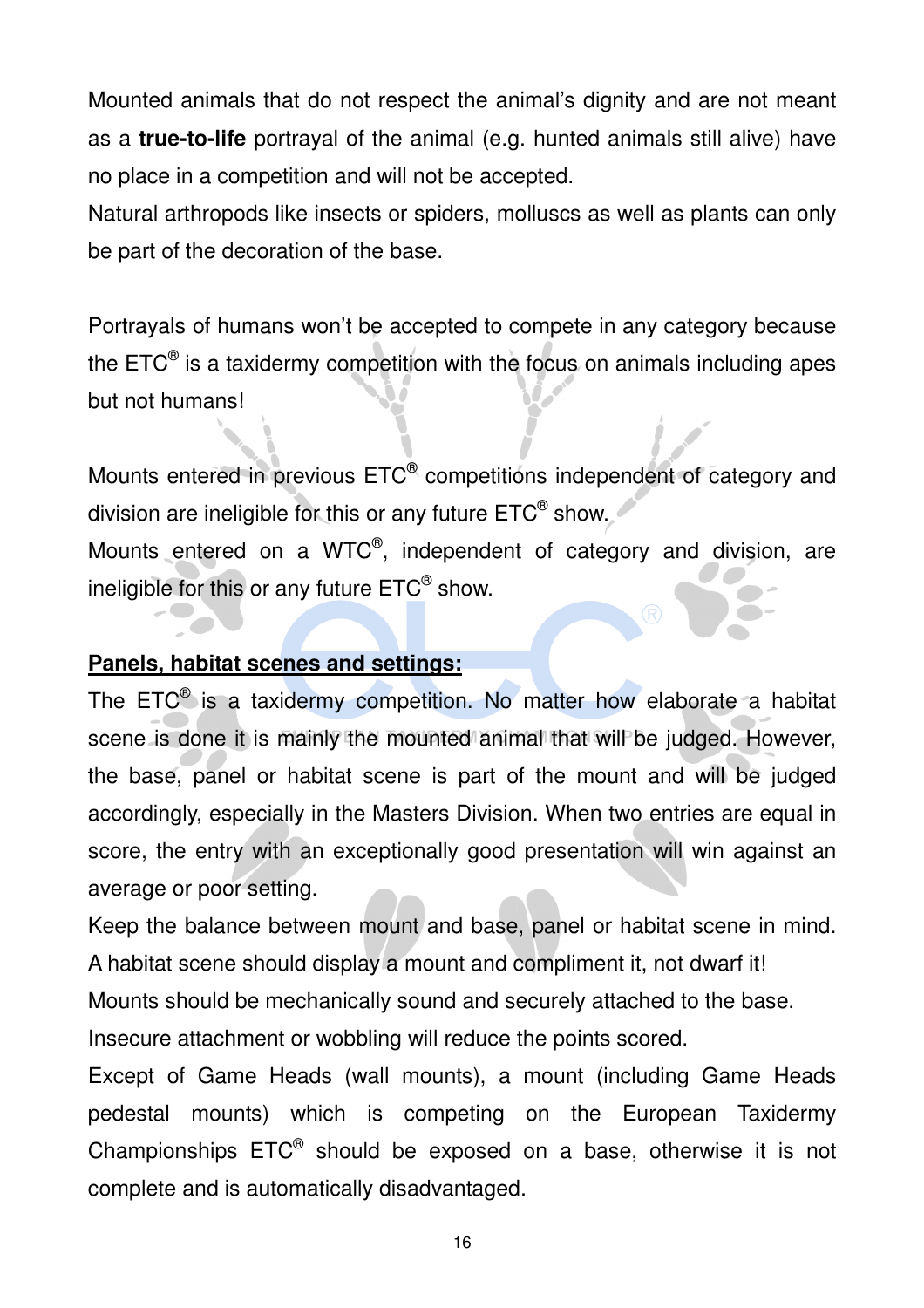Mounted animals that do not respect the animal's dignity and are not meant as a **true-to-life** portrayal of the animal (e.g. hunted animals still alive) have no place in a competition and will not be accepted.
Natural arthropods like insects or spiders, molluscs as well as plants can only be part of the decoration of the base.

Portrayals of humans won't be accepted to compete in any category because the ETC® is a taxidermy competition with the focus on animals including apes but not humans!

Mounts entered in previous ETC® competitions independent of category and division are ineligible for this or any future ETC® show.
Mounts entered on a WTC®, independent of category and division, are ineligible for this or any future ETC® show.

**<u>Panels, habitat scenes and settings:</u>**

The ETC® is a taxidermy competition. No matter how elaborate a habitat scene is done it is mainly the mounted animal that will be judged. However, the base, panel or habitat scene is part of the mount and will be judged accordingly, especially in the Masters Division. When two entries are equal in score, the entry with an exceptionally good presentation will win against an average or poor setting.
Keep the balance between mount and base, panel or habitat scene in mind. A habitat scene should display a mount and compliment it, not dwarf it!
Mounts should be mechanically sound and securely attached to the base.
Insecure attachment or wobbling will reduce the points scored.
Except of Game Heads (wall mounts), a mount (including Game Heads pedestal mounts) which is competing on the European Taxidermy Championships ETC® should be exposed on a base, otherwise it is not complete and is automatically disadvantaged.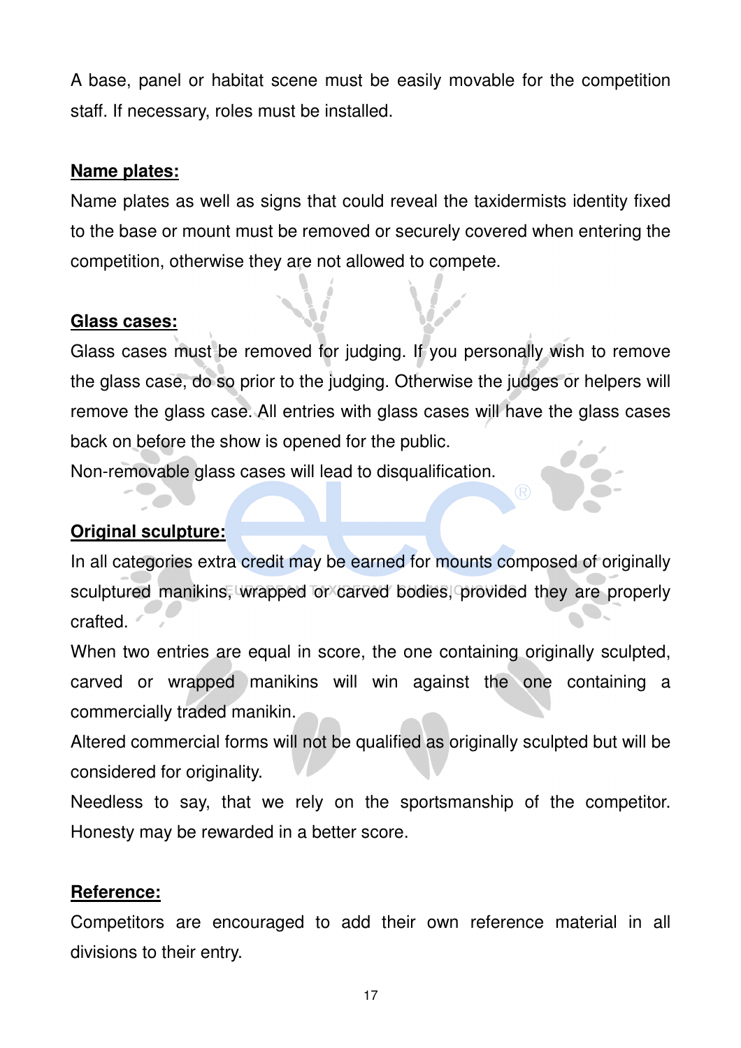A base, panel or habitat scene must be easily movable for the competition staff. If necessary, roles must be installed.

**Name plates:**

Name plates as well as signs that could reveal the taxidermists identity fixed to the base or mount must be removed or securely covered when entering the competition, otherwise they are not allowed to compete.

**Glass cases:**

Glass cases must be removed for judging. If you personally wish to remove the glass case, do so prior to the judging. Otherwise the judges or helpers will remove the glass case. All entries with glass cases will have the glass cases back on before the show is opened for the public.

Non-removable glass cases will lead to disqualification.

**Original sculpture:**

In all categories extra credit may be earned for mounts composed of originally sculptured manikins, wrapped or carved bodies, provided they are properly crafted.

When two entries are equal in score, the one containing originally sculpted, carved or wrapped manikins will win against the one containing a commercially traded manikin.

Altered commercial forms will not be qualified as originally sculpted but will be considered for originality.

Needless to say, that we rely on the sportsmanship of the competitor. Honesty may be rewarded in a better score.

**Reference:**

Competitors are encouraged to add their own reference material in all divisions to their entry.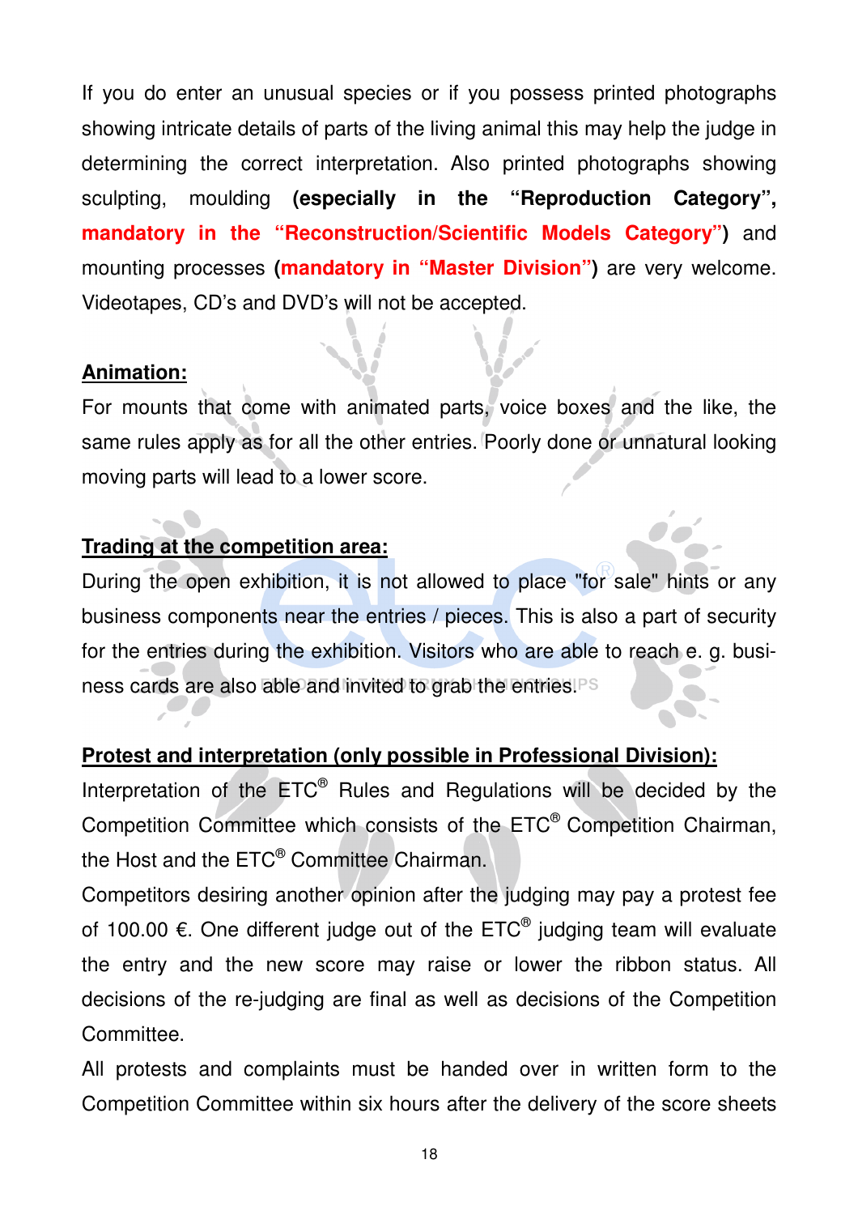If you do enter an unusual species or if you possess printed photographs showing intricate details of parts of the living animal this may help the judge in determining the correct interpretation. Also printed photographs showing sculpting, moulding **(especially in the "Reproduction Category", mandatory in the "Reconstruction/Scientific Models Category")** and mounting processes **(mandatory in "Master Division")** are very welcome. Videotapes, CD's and DVD's will not be accepted.

**Animation:**

For mounts that come with animated parts, voice boxes and the like, the same rules apply as for all the other entries. Poorly done or unnatural looking moving parts will lead to a lower score.

**Trading at the competition area:**

During the open exhibition, it is not allowed to place "for sale" hints or any business components near the entries / pieces. This is also a part of security for the entries during the exhibition. Visitors who are able to reach e. g. business cards are also able and invited to grab the entries.

**Protest and interpretation (only possible in Professional Division):**

Interpretation of the ETC® Rules and Regulations will be decided by the Competition Committee which consists of the ETC® Competition Chairman, the Host and the ETC® Committee Chairman.

Competitors desiring another opinion after the judging may pay a protest fee of 100.00 €. One different judge out of the ETC® judging team will evaluate the entry and the new score may raise or lower the ribbon status. All decisions of the re-judging are final as well as decisions of the Competition Committee.

All protests and complaints must be handed over in written form to the Competition Committee within six hours after the delivery of the score sheets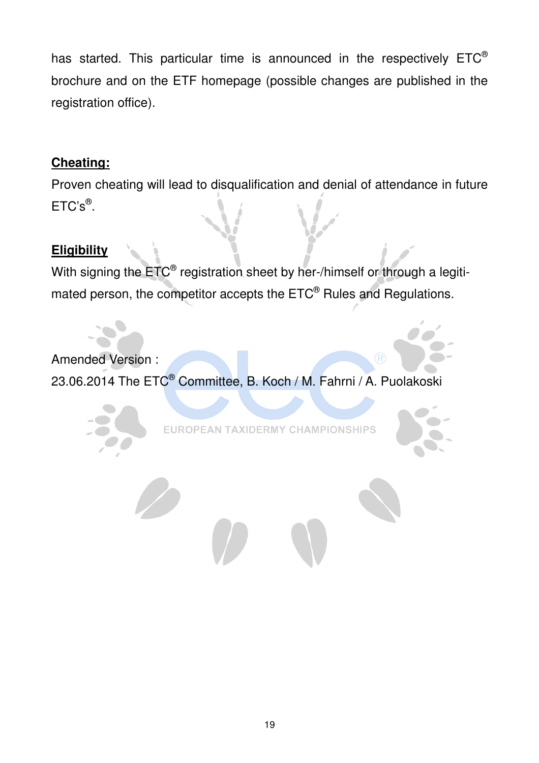has started. This particular time is announced in the respectively ETC® brochure and on the ETF homepage (possible changes are published in the registration office).

**Cheating:**

Proven cheating will lead to disqualification and denial of attendance in future ETC's®.

**Eligibility**

With signing the ETC® registration sheet by her-/himself or through a legitimated person, the competitor accepts the ETC® Rules and Regulations.

Amended Version :

23.06.2014 The ETC® Committee, B. Koch / M. Fahrni / A. Puolakoski